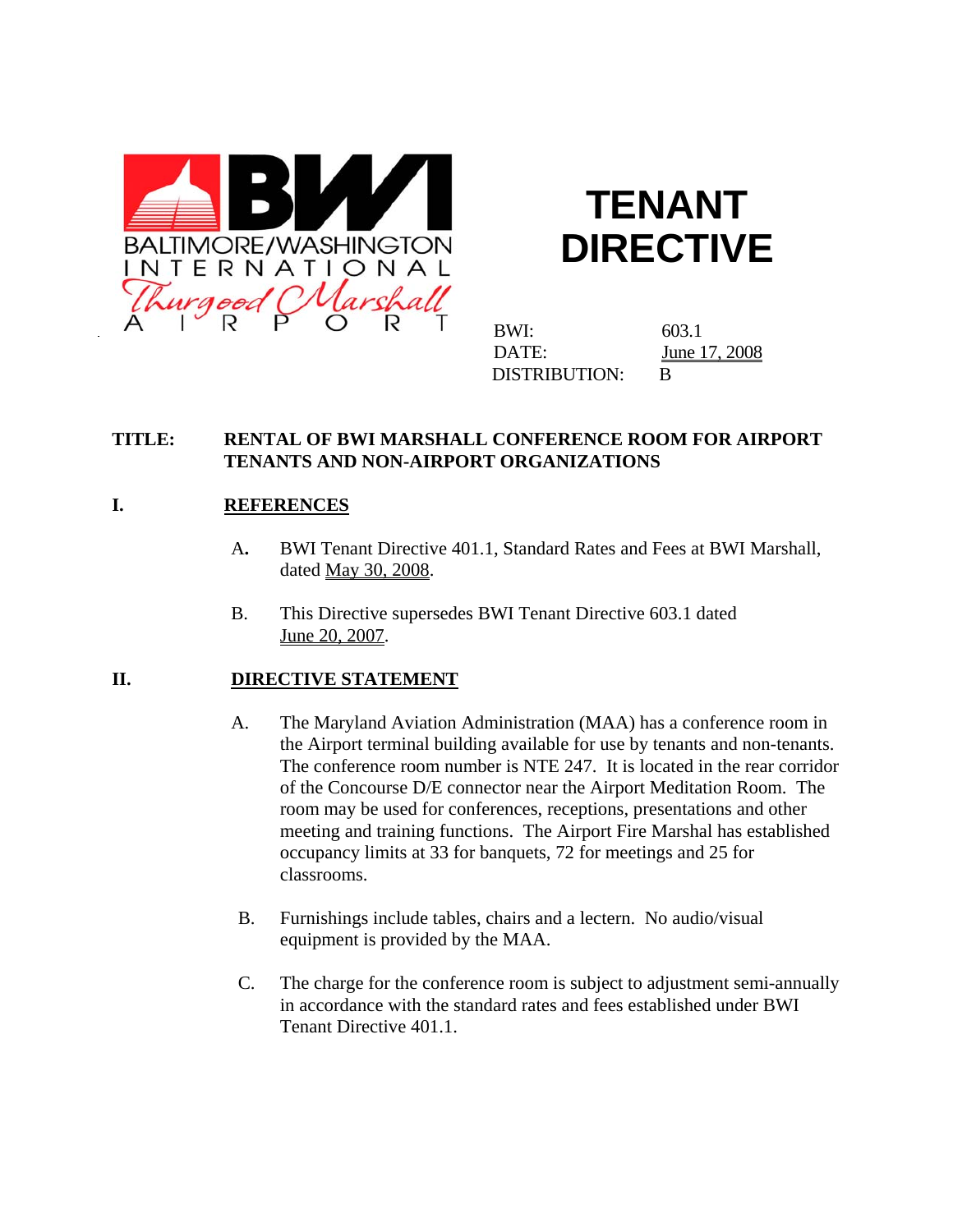BALTIMORE/WASHINGTON INTERNATIONAL Thurgood Marshall AIRPORT

# TENANT DIRECTIVE

BWI: 603.1
DATE: June 17, 2008
DISTRIBUTION: B

**TITLE: RENTAL OF BWI MARSHALL CONFERENCE ROOM FOR AIRPORT TENANTS AND NON-AIRPORT ORGANIZATIONS**

## I. REFERENCES

A. BWI Tenant Directive 401.1, Standard Rates and Fees at BWI Marshall, dated May 30, 2008.

B. This Directive supersedes BWI Tenant Directive 603.1 dated June 20, 2007.

## II. DIRECTIVE STATEMENT

A. The Maryland Aviation Administration (MAA) has a conference room in the Airport terminal building available for use by tenants and non-tenants. The conference room number is NTE 247. It is located in the rear corridor of the Concourse D/E connector near the Airport Meditation Room. The room may be used for conferences, receptions, presentations and other meeting and training functions. The Airport Fire Marshal has established occupancy limits at 33 for banquets, 72 for meetings and 25 for classrooms.

B. Furnishings include tables, chairs and a lectern. No audio/visual equipment is provided by the MAA.

C. The charge for the conference room is subject to adjustment semi-annually in accordance with the standard rates and fees established under BWI Tenant Directive 401.1.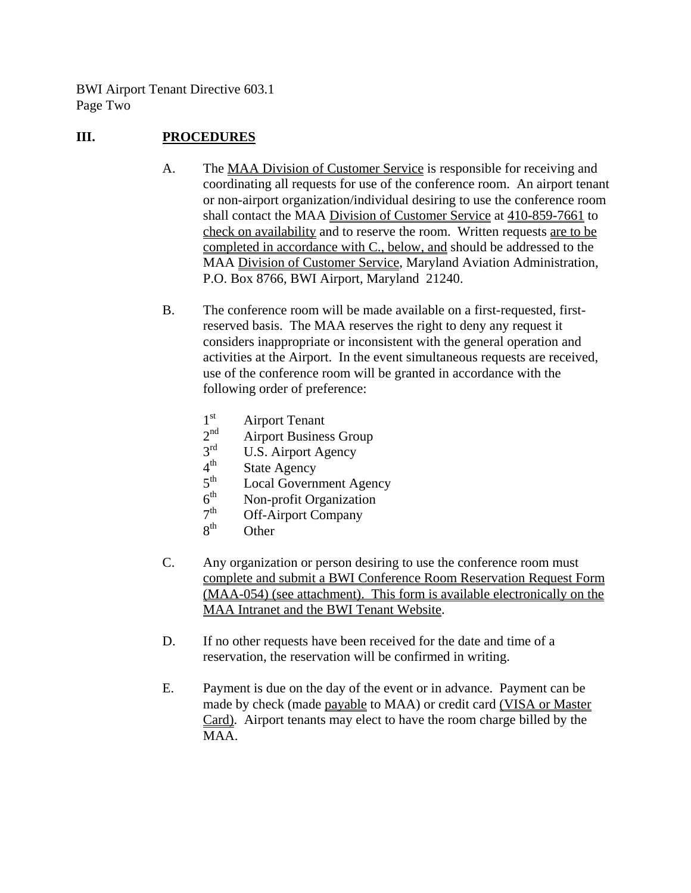## III. PROCEDURES

A. The MAA Division of Customer Service is responsible for receiving and coordinating all requests for use of the conference room. An airport tenant or non-airport organization/individual desiring to use the conference room shall contact the MAA Division of Customer Service at 410-859-7661 to check on availability and to reserve the room. Written requests are to be completed in accordance with C., below, and should be addressed to the MAA Division of Customer Service, Maryland Aviation Administration, P.O. Box 8766, BWI Airport, Maryland 21240.

B. The conference room will be made available on a first-requested, first-reserved basis. The MAA reserves the right to deny any request it considers inappropriate or inconsistent with the general operation and activities at the Airport. In the event simultaneous requests are received, use of the conference room will be granted in accordance with the following order of preference:

- 1st Airport Tenant
- 2nd Airport Business Group
- 3rd U.S. Airport Agency
- 4th State Agency
- 5th Local Government Agency
- 6th Non-profit Organization
- 7th Off-Airport Company
- 8th Other

C. Any organization or person desiring to use the conference room must complete and submit a BWI Conference Room Reservation Request Form (MAA-054) (see attachment). This form is available electronically on the MAA Intranet and the BWI Tenant Website.

D. If no other requests have been received for the date and time of a reservation, the reservation will be confirmed in writing.

E. Payment is due on the day of the event or in advance. Payment can be made by check (made payable to MAA) or credit card (VISA or Master Card). Airport tenants may elect to have the room charge billed by the MAA.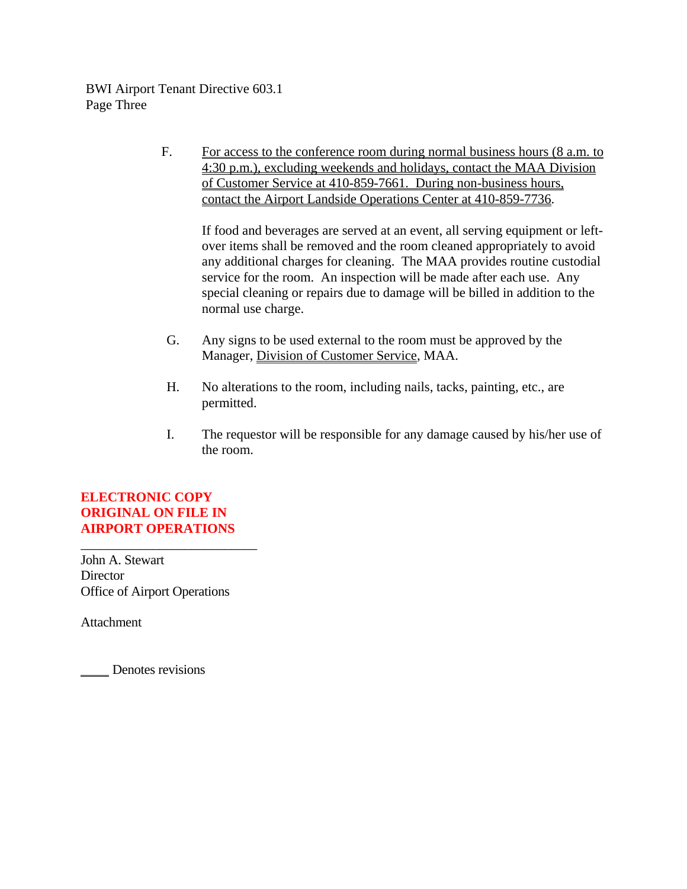F. <u>For access to the conference room during normal business hours (8 a.m. to 4:30 p.m.), excluding weekends and holidays, contact the MAA Division of Customer Service at 410-859-7661. During non-business hours, contact the Airport Landside Operations Center at 410-859-7736</u>.

   If food and beverages are served at an event, all serving equipment or left-over items shall be removed and the room cleaned appropriately to avoid any additional charges for cleaning. The MAA provides routine custodial service for the room. An inspection will be made after each use. Any special cleaning or repairs due to damage will be billed in addition to the normal use charge.

G. Any signs to be used external to the room must be approved by the Manager, <u>Division of Customer Service</u>, MAA.

H. No alterations to the room, including nails, tacks, painting, etc., are permitted.

I. The requestor will be responsible for any damage caused by his/her use of the room.

**ELECTRONIC COPY**
**ORIGINAL ON FILE IN**
**AIRPORT OPERATIONS**

\_\_\_\_\_\_\_\_\_\_\_\_\_\_\_\_\_\_\_\_\_\_\_\_\_\_\_

John A. Stewart
Director
Office of Airport Operations

Attachment

\_\_\_\_\_ Denotes revisions